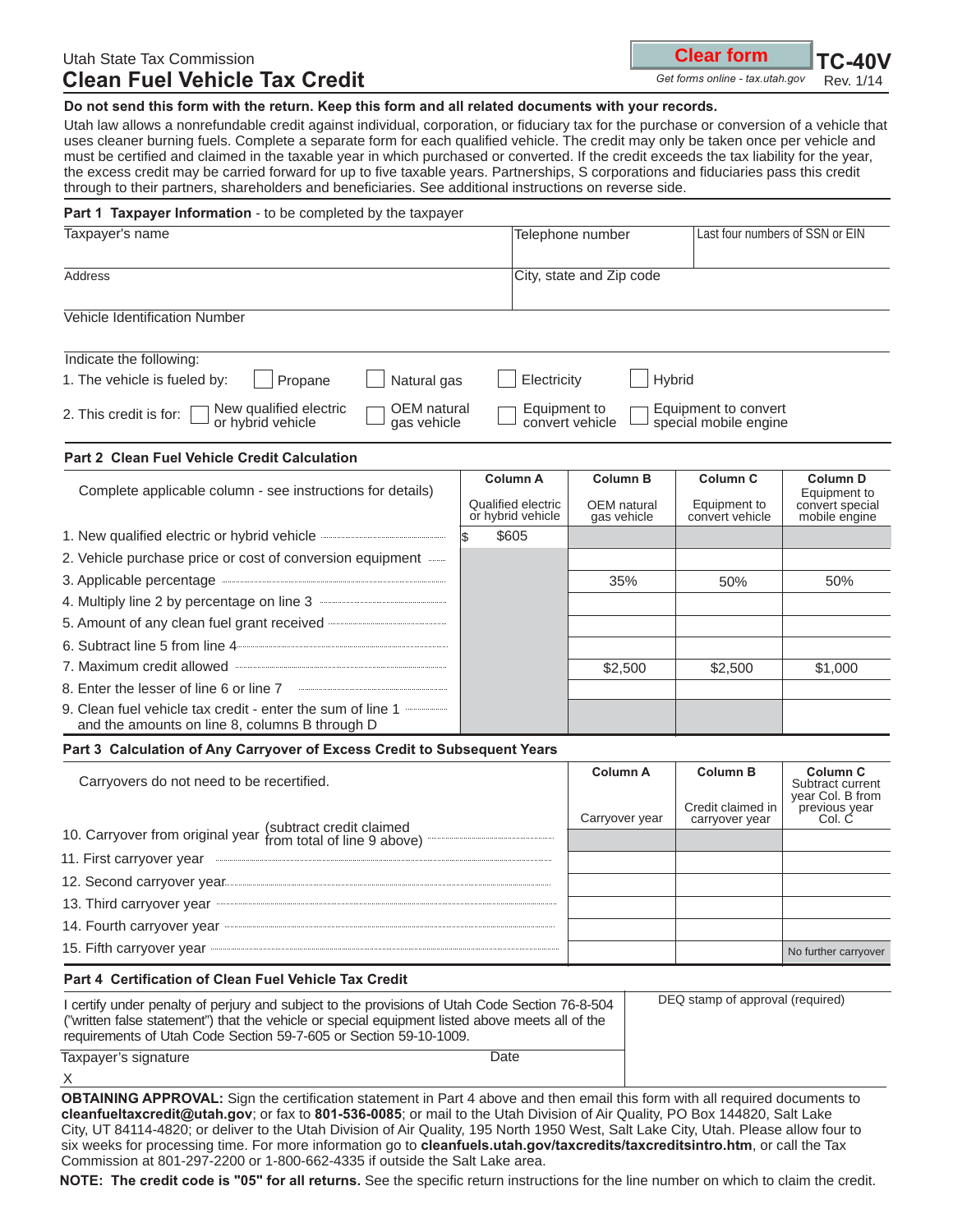Utah State Tax Commission

# Clean Fuel Vehicle Tax Credit

**TC-40V**

Get forms online - tax.utah.gov

Rev. 1/14

**Do not send this form with the return. Keep this form and all related documents with your records.**

Utah law allows a nonrefundable credit against individual, corporation, or fiduciary tax for the purchase or conversion of a vehicle that uses cleaner burning fuels. Complete a separate form for each qualified vehicle. The credit may only be taken once per vehicle and must be certified and claimed in the taxable year in which purchased or converted. If the credit exceeds the tax liability for the year, the excess credit may be carried forward for up to five taxable years. Partnerships, S corporations and fiduciaries pass this credit through to their partners, shareholders and beneficiaries. See additional instructions on reverse side.

## Part 1 Taxpayer Information - to be completed by the taxpayer

| Taxpayer's name | Telephone number | Last four numbers of SSN or EIN |
|---|---|---|
| Address | City, state and Zip code | |
| Vehicle Identification Number | | |

Indicate the following:

1. The vehicle is fueled by: ☐ Propane ☐ Natural gas ☐ Electricity ☐ Hybrid
2. This credit is for: ☐ New qualified electric or hybrid vehicle ☐ OEM natural gas vehicle ☐ Equipment to convert vehicle ☐ Equipment to convert special mobile engine

## Part 2 Clean Fuel Vehicle Credit Calculation

| Complete applicable column - see instructions for details) | Column A<br>Qualified electric or hybrid vehicle | Column B<br>OEM natural gas vehicle | Column C<br>Equipment to convert vehicle | Column D<br>Equipment to convert special mobile engine |
|---|---|---|---|---|
| 1. New qualified electric or hybrid vehicle | $ $605 | | | |
| 2. Vehicle purchase price or cost of conversion equipment | | | | |
| 3. Applicable percentage | | 35% | 50% | 50% |
| 4. Multiply line 2 by percentage on line 3 | | | | |
| 5. Amount of any clean fuel grant received | | | | |
| 6. Subtract line 5 from line 4 | | | | |
| 7. Maximum credit allowed | | $2,500 | $2,500 | $1,000 |
| 8. Enter the lesser of line 6 or line 7 | | | | |
| 9. Clean fuel vehicle tax credit - enter the sum of line 1 and the amounts on line 8, columns B through D | | | | |

## Part 3 Calculation of Any Carryover of Excess Credit to Subsequent Years

| Carryovers do not need to be recertified. | Column A<br>Carryover year | Column B<br>Credit claimed in carryover year | Column C<br>Subtract current year Col. B from previous year Col. C |
|---|---|---|---|
| 10. Carryover from original year (subtract credit claimed from total of line 9 above) | | | |
| 11. First carryover year | | | |
| 12. Second carryover year | | | |
| 13. Third carryover year | | | |
| 14. Fourth carryover year | | | |
| 15. Fifth carryover year | | | No further carryover |

## Part 4 Certification of Clean Fuel Vehicle Tax Credit

I certify under penalty of perjury and subject to the provisions of Utah Code Section 76-8-504 ("written false statement") that the vehicle or special equipment listed above meets all of the requirements of Utah Code Section 59-7-605 or Section 59-10-1009.

DEQ stamp of approval (required)

Taxpayer's signature

X

Date

**OBTAINING APPROVAL:** Sign the certification statement in Part 4 above and then email this form with all required documents to **cleanfueltaxcredit@utah.gov**; or fax to **801-536-0085**; or mail to the Utah Division of Air Quality, PO Box 144820, Salt Lake City, UT 84114-4820; or deliver to the Utah Division of Air Quality, 195 North 1950 West, Salt Lake City, Utah. Please allow four to six weeks for processing time. For more information go to **cleanfuels.utah.gov/taxcredits/taxcreditsintro.htm**, or call the Tax Commission at 801-297-2200 or 1-800-662-4335 if outside the Salt Lake area.

**NOTE: The credit code is "05" for all returns.** See the specific return instructions for the line number on which to claim the credit.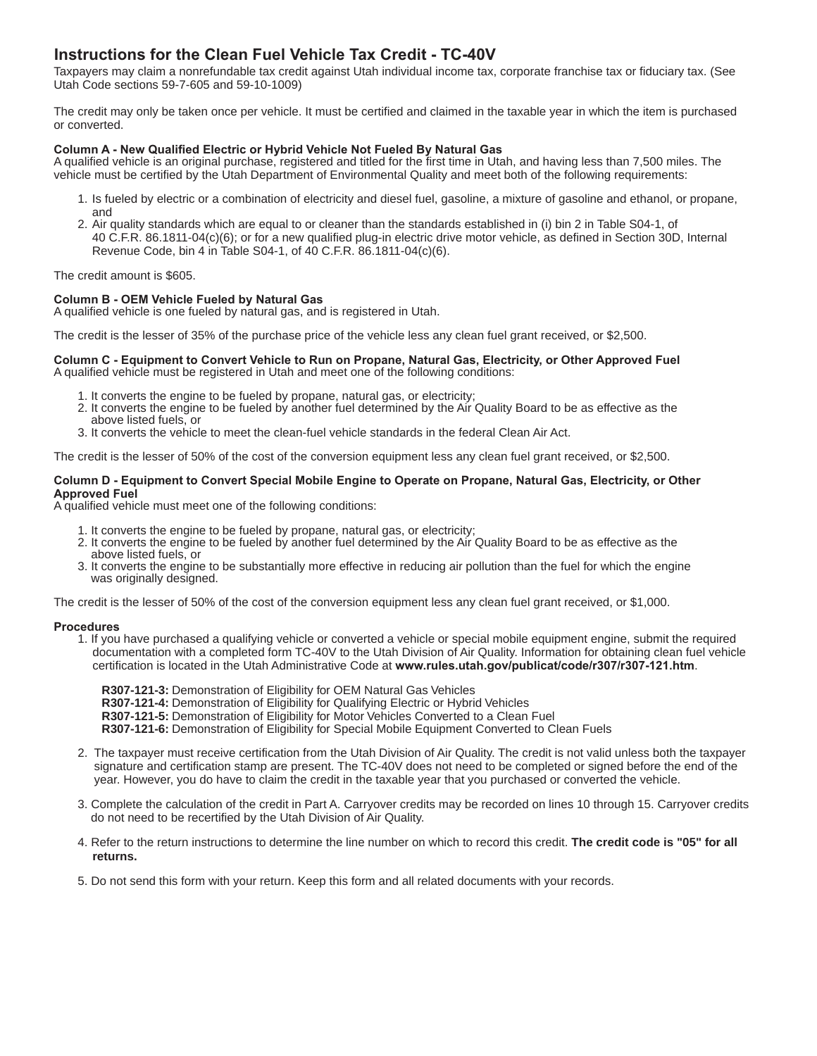# Instructions for the Clean Fuel Vehicle Tax Credit - TC-40V

Taxpayers may claim a nonrefundable tax credit against Utah individual income tax, corporate franchise tax or fiduciary tax. (See Utah Code sections 59-7-605 and 59-10-1009)

The credit may only be taken once per vehicle. It must be certified and claimed in the taxable year in which the item is purchased or converted.

**Column A - New Qualified Electric or Hybrid Vehicle Not Fueled By Natural Gas**
A qualified vehicle is an original purchase, registered and titled for the first time in Utah, and having less than 7,500 miles. The vehicle must be certified by the Utah Department of Environmental Quality and meet both of the following requirements:

1. Is fueled by electric or a combination of electricity and diesel fuel, gasoline, a mixture of gasoline and ethanol, or propane, and
2. Air quality standards which are equal to or cleaner than the standards established in (i) bin 2 in Table S04-1, of 40 C.F.R. 86.1811-04(c)(6); or for a new qualified plug-in electric drive motor vehicle, as defined in Section 30D, Internal Revenue Code, bin 4 in Table S04-1, of 40 C.F.R. 86.1811-04(c)(6).

The credit amount is $605.

**Column B - OEM Vehicle Fueled by Natural Gas**
A qualified vehicle is one fueled by natural gas, and is registered in Utah.

The credit is the lesser of 35% of the purchase price of the vehicle less any clean fuel grant received, or $2,500.

**Column C - Equipment to Convert Vehicle to Run on Propane, Natural Gas, Electricity, or Other Approved Fuel**
A qualified vehicle must be registered in Utah and meet one of the following conditions:

1. It converts the engine to be fueled by propane, natural gas, or electricity;
2. It converts the engine to be fueled by another fuel determined by the Air Quality Board to be as effective as the above listed fuels, or
3. It converts the vehicle to meet the clean-fuel vehicle standards in the federal Clean Air Act.

The credit is the lesser of 50% of the cost of the conversion equipment less any clean fuel grant received, or $2,500.

**Column D - Equipment to Convert Special Mobile Engine to Operate on Propane, Natural Gas, Electricity, or Other Approved Fuel**
A qualified vehicle must meet one of the following conditions:

1. It converts the engine to be fueled by propane, natural gas, or electricity;
2. It converts the engine to be fueled by another fuel determined by the Air Quality Board to be as effective as the above listed fuels, or
3. It converts the engine to be substantially more effective in reducing air pollution than the fuel for which the engine was originally designed.

The credit is the lesser of 50% of the cost of the conversion equipment less any clean fuel grant received, or $1,000.

**Procedures**

1. If you have purchased a qualifying vehicle or converted a vehicle or special mobile equipment engine, submit the required documentation with a completed form TC-40V to the Utah Division of Air Quality. Information for obtaining clean fuel vehicle certification is located in the Utah Administrative Code at **www.rules.utah.gov/publicat/code/r307/r307-121.htm**.

   **R307-121-3:** Demonstration of Eligibility for OEM Natural Gas Vehicles
   **R307-121-4:** Demonstration of Eligibility for Qualifying Electric or Hybrid Vehicles
   **R307-121-5:** Demonstration of Eligibility for Motor Vehicles Converted to a Clean Fuel
   **R307-121-6:** Demonstration of Eligibility for Special Mobile Equipment Converted to Clean Fuels

2. The taxpayer must receive certification from the Utah Division of Air Quality. The credit is not valid unless both the taxpayer signature and certification stamp are present. The TC-40V does not need to be completed or signed before the end of the year. However, you do have to claim the credit in the taxable year that you purchased or converted the vehicle.

3. Complete the calculation of the credit in Part A. Carryover credits may be recorded on lines 10 through 15. Carryover credits do not need to be recertified by the Utah Division of Air Quality.

4. Refer to the return instructions to determine the line number on which to record this credit. **The credit code is "05" for all returns.**

5. Do not send this form with your return. Keep this form and all related documents with your records.